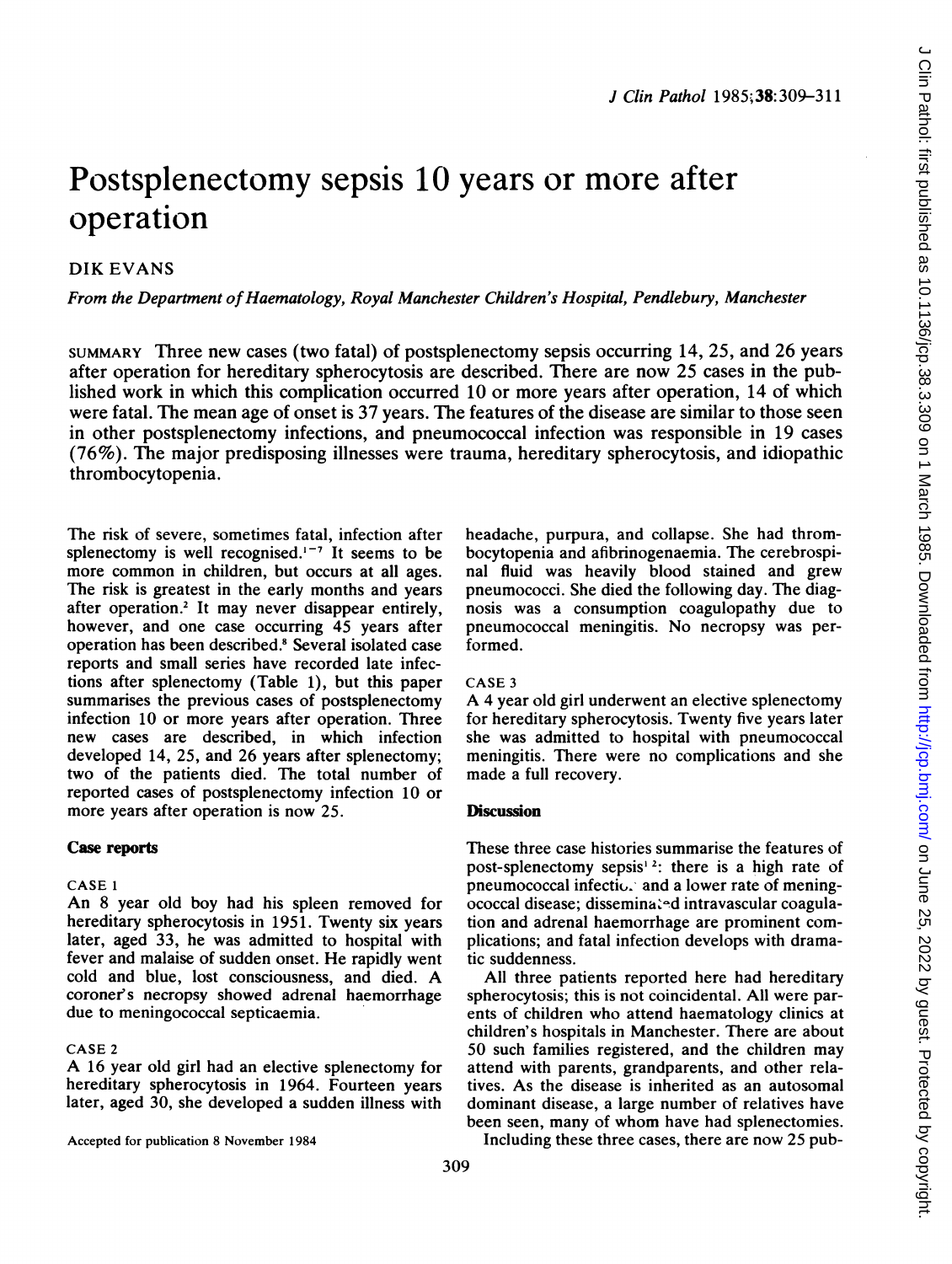# Postsplenectomy sepsis 10 years or more after operation

DIK EVANS

*From the Department of Haematology, Royal Manchester Children's Hospital, Pendlebury, Manchester*

SUMMARY Three new cases (two fatal) of postsplenectomy sepsis occurring 14, 25, and 26 years after operation for hereditary spherocytosis are described. There are now 25 cases in the published work in which this complication occurred 10 or more years after operation, 14 of which were fatal. The mean age of onset is 37 years. The features of the disease are similar to those seen in other postsplenectomy infections, and pneumococcal infection was responsible in 19 cases (76%). The major predisposing illnesses were trauma, hereditary spherocytosis, and idiopathic thrombocytopenia.

The risk of severe, sometimes fatal, infection after splenectomy is well recognised.[1-7] It seems to be more common in children, but occurs at all ages. The risk is greatest in the early months and years after operation.[2] It may never disappear entirely, however, and one case occurring 45 years after operation has been described.[8] Several isolated case reports and small series have recorded late infections after splenectomy (Table 1), but this paper summarises the previous cases of postsplenectomy infection 10 or more years after operation. Three new cases are described, in which infection developed 14, 25, and 26 years after splenectomy; two of the patients died. The total number of reported cases of postsplenectomy infection 10 or more years after operation is now 25.

## Case reports

### CASE 1

An 8 year old boy had his spleen removed for hereditary spherocytosis in 1951. Twenty six years later, aged 33, he was admitted to hospital with fever and malaise of sudden onset. He rapidly went cold and blue, lost consciousness, and died. A coroner's necropsy showed adrenal haemorrhage due to meningococcal septicaemia.

### CASE 2

A 16 year old girl had an elective splenectomy for hereditary spherocytosis in 1964. Fourteen years later, aged 30, she developed a sudden illness with headache, purpura, and collapse. She had thrombocytopenia and afibrinogenaemia. The cerebrospinal fluid was heavily blood stained and grew pneumococci. She died the following day. The diagnosis was a consumption coagulopathy due to pneumococcal meningitis. No necropsy was performed.

### CASE 3

A 4 year old girl underwent an elective splenectomy for hereditary spherocytosis. Twenty five years later she was admitted to hospital with pneumococcal meningitis. There were no complications and she made a full recovery.

## Discussion

These three case histories summarise the features of post-splenectomy sepsis[1,2]: there is a high rate of pneumococcal infection and a lower rate of meningococcal disease; disseminated intravascular coagulation and adrenal haemorrhage are prominent complications; and fatal infection develops with dramatic suddenness.

All three patients reported here had hereditary spherocytosis; this is not coincidental. All were parents of children who attend haematology clinics at children's hospitals in Manchester. There are about 50 such families registered, and the children may attend with parents, grandparents, and other relatives. As the disease is inherited as an autosomal dominant disease, a large number of relatives have been seen, many of whom have had splenectomies.

Including these three cases, there are now 25 pub-

Accepted for publication 8 November 1984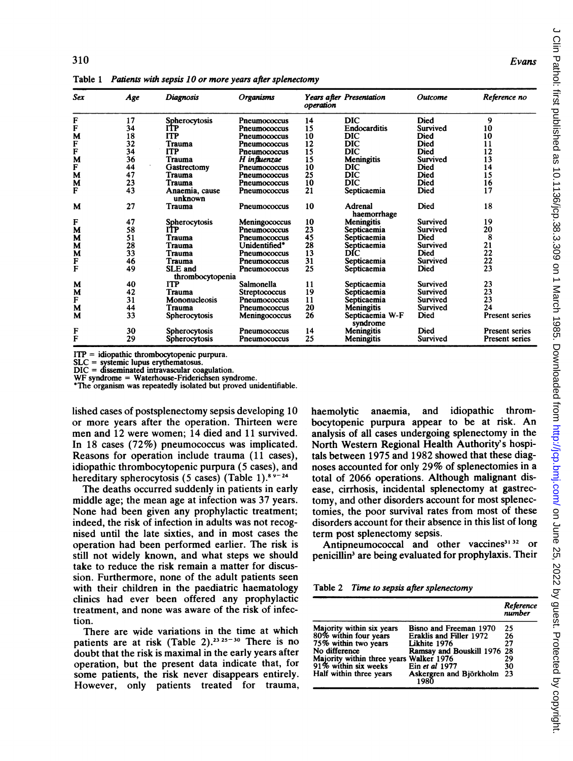Table 1 *Patients with sepsis 10 or more years after splenectomy*

| Sex | Age | Diagnosis | Organisms | Years after operation | Presentation | Outcome | Reference no |
|---|---|---|---|---|---|---|---|
| F | 17 | Spherocytosis | Pneumococcus | 14 | DIC | Died | 9 |
| F | 34 | ITP | Pneumococcus | 15 | Endocarditis | Survived | 10 |
| M | 18 | ITP | Pneumococcus | 10 | DIC | Died | 10 |
| F | 32 | Trauma | Pneumococcus | 12 | DIC | Died | 11 |
| F | 34 | ITP | Pneumococcus | 15 | DIC | Died | 12 |
| M | 36 | Trauma | *H influenzae* | 15 | Meningitis | Survived | 13 |
| F | 44 | Gastrectomy | Pneumococcus | 10 | DIC | Died | 14 |
| M | 47 | Trauma | Pneumococcus | 25 | DIC | Died | 15 |
| M | 23 | Trauma | Pneumococcus | 10 | DIC | Died | 16 |
| F | 43 | Anaemia, cause unknown | Pneumococcus | 21 | Septicaemia | Died | 17 |
| M | 27 | Trauma | Pneumococcus | 10 | Adrenal haemorrhage | Died | 18 |
| F | 47 | Spherocytosis | Meningococcus | 10 | Meningitis | Survived | 19 |
| M | 58 | ITP | Pneumococcus | 23 | Septicaemia | Survived | 20 |
| M | 51 | Trauma | Pneumococcus | 45 | Septicaemia | Died | 8 |
| M | 28 | Trauma | Unidentified* | 28 | Septicaemia | Survived | 21 |
| M | 33 | Trauma | Pneumococcus | 13 | DIC | Died | 22 |
| F | 46 | Trauma | Pneumococcus | 31 | Septicaemia | Survived | 22 |
| F | 49 | SLE and thrombocytopenia | Pneumococcus | 25 | Septicaemia | Died | 23 |
| M | 40 | ITP | Salmonella | 11 | Septicaemia | Survived | 23 |
| M | 42 | Trauma | Streptococcus | 19 | Septicaemia | Survived | 23 |
| F | 31 | Mononucleosis | Pneumococcus | 11 | Septicaemia | Survived | 23 |
| M | 44 | Trauma | Pneumococcus | 20 | Meningitis | Survived | 24 |
| M | 33 | Spherocytosis | Meningococcus | 26 | Septicaemia W-F syndrome | Died | Present series |
| F | 30 | Spherocytosis | Pneumococcus | 14 | Meningitis | Died | Present series |
| F | 29 | Spherocytosis | Pneumococcus | 25 | Meningitis | Survived | Present series |

ITP = idiopathic thrombocytopenic purpura.
SLC = systemic lupus erythematosus.
DIC = disseminated intravascular coagulation.
WF syndrome = Waterhouse-Friderichsen syndrome.
*The organism was repeatedly isolated but proved unidentifiable.

lished cases of postsplenectomy sepsis developing 10 or more years after the operation. Thirteen were men and 12 were women; 14 died and 11 survived. In 18 cases (72%) pneumococcus was implicated. Reasons for operation include trauma (11 cases), idiopathic thrombocytopenic purpura (5 cases), and hereditary spherocytosis (5 cases) (Table 1).[8 9–24]

The deaths occurred suddenly in patients in early middle age; the mean age at infection was 37 years. None had been given any prophylactic treatment; indeed, the risk of infection in adults was not recognised until the late sixties, and in most cases the operation had been performed earlier. The risk is still not widely known, and what steps we should take to reduce the risk remain a matter for discussion. Furthermore, none of the adult patients seen with their children in the paediatric haematology clinics had ever been offered any prophylactic treatment, and none was aware of the risk of infection.

There are wide variations in the time at which patients are at risk (Table 2).[23 25–30] There is no doubt that the risk is maximal in the early years after operation, but the present data indicate that, for some patients, the risk never disappears entirely. However, only patients treated for trauma, haemolytic anaemia, and idiopathic thrombocytopenic purpura appear to be at risk. An analysis of all cases undergoing splenectomy in the North Western Regional Health Authority's hospitals between 1975 and 1982 showed that these diagnoses accounted for only 29% of splenectomies in a total of 2066 operations. Although malignant disease, cirrhosis, incidental splenectomy at gastrectomy, and other disorders account for most splenectomies, the poor survival rates from most of these disorders account for their absence in this list of long term post splenectomy sepsis.

Antipneumococcal and other vaccines[31 32] or penicillin[3] are being evaluated for prophylaxis. Their

Table 2 *Time to sepsis after splenectomy*

| | | Reference number |
|---|---|---|
| Majority within six years | Bisno and Freeman 1970 | 25 |
| 80% within four years | Eraklis and Filler 1972 | 26 |
| 75% within two years | Likhite 1976 | 27 |
| No difference | Ramsay and Bouskill 1976 | 28 |
| Majority within three years | Walker 1976 | 29 |
| 91% within six weeks | Ein *et al* 1977 | 30 |
| Half within three years | Askergren and Björkholm 1980 | 23 |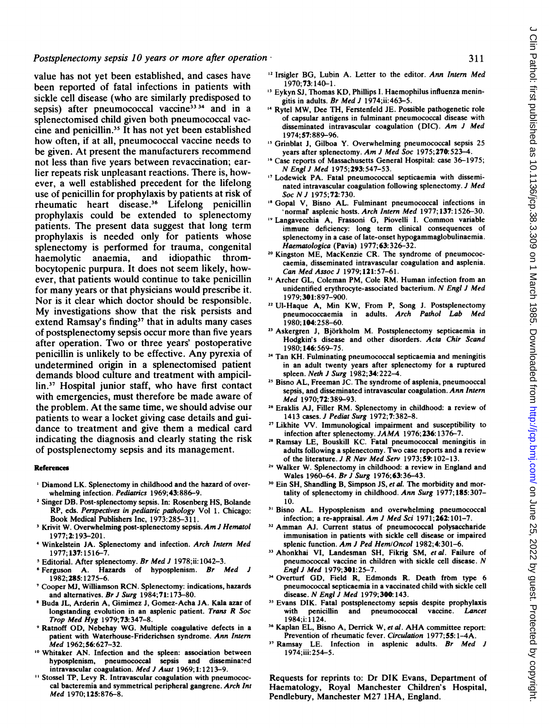value has not yet been established, and cases have been reported of fatal infections in patients with sickle cell disease (who are similarly predisposed to sepsis) after pneumococcal vaccine[33 34] and in a splenectomised child given both pneumococcal vaccine and penicillin.[35] It has not yet been established how often, if at all, pneumococcal vaccine needs to be given. At present the manufacturers recommend not less than five years between revaccination; earlier repeats risk unpleasant reactions. There is, however, a well established precedent for the lifelong use of penicillin for prophylaxis by patients at risk of rheumatic heart disease.[36] Lifelong penicillin prophylaxis could be extended to splenectomy patients. The present data suggest that long term prophylaxis is needed only for patients whose splenectomy is performed for trauma, congenital haemolytic anaemia, and idiopathic thrombocytopenic purpura. It does not seem likely, however, that patients would continue to take penicillin for many years or that physicians would prescribe it. Nor is it clear which doctor should be responsible. My investigations show that the risk persists and extend Ramsay's finding[37] that in adults many cases of postsplenectomy sepsis occur more than five years after operation. Two or three years' postoperative penicillin is unlikely to be effective. Any pyrexia of undetermined origin in a splenectomised patient demands blood culture and treatment with ampicillin.[37] Hospital junior staff, who have first contact with emergencies, must therefore be made aware of the problem. At the same time, we should advise our patients to wear a locket giving case details and guidance to treatment and give them a medical card indicating the diagnosis and clearly stating the risk of postsplenectomy sepsis and its management.

## References

1. Diamond LK. Splenectomy in childhood and the hazard of overwhelming infection. *Pediatrics* 1969;**43**:886–9.
2. Singer DB. Post-splenectomy sepsis. In: Rosenberg HS, Bolande RP, eds. *Perspectives in pediatric pathology* Vol 1. Chicago: Book Medical Publishers Inc, 1973:285–311.
3. Krivit W. Overwhelming post-splenectomy sepsis. *Am J Hematol* 1977;**2**:193–201.
4. Winkelstein JA. Splenectomy and infection. *Arch Intern Med* 1977;**137**:1516–7.
5. Editorial. After splenectomy. *Br Med J* 1978;ii:1042–3.
6. Ferguson A. Hazards of hyposplenism. *Br Med J* 1982;**285**:1275–6.
7. Cooper MJ, Williamson RCN. Splenectomy: indications, hazards and alternatives. *Br J Surg* 1984;**71**:173–80.
8. Buda JL, Arderin A, Gimimez J, Gomez-Acha JA. Kala azar of longstanding evolution in an asplenic patient. *Trans R Soc Trop Med Hyg* 1979;**73**:347–8.
9. Ratnoff OD, Nebehay WG. Multiple coagulative defects in a patient with Waterhouse-Friderichsen syndrome. *Ann Intern Med* 1962;**56**:627–32.
10. Whitaker AN. Infection and the spleen: association between hyposplenism, pneumococcal sepsis and disseminated intravascular coagulation. *Med J Aust* 1969;**1**:1213–9.
11. Stossel TP, Levy R. Intravascular coagulation with pneumococcal bacteremia and symmetrical peripheral gangrene. *Arch Int Med* 1970;**125**:876–8.
12. Irsigler BG, Lubin A. Letter to the editor. *Ann Intern Med* 1970;**73**:140–1.
13. Eykyn SJ, Thomas KD, Phillips I. Haemophilus influenza meningitis in adults. *Br Med J* 1974;ii:463–5.
14. Rytel MW, Dee TH, Ferstenfeld JE. Possible pathogenetic role of capsular antigens in fulminant pneumococcal disease with disseminated intravascular coagulation (DIC). *Am J Med* 1974;**57**:889–96.
15. Grinblat J, Gilboa Y. Overwhelming pneumococcal sepsis 25 years after splenectomy. *Am J Med Soc* 1975;**270**:523–4.
16. Case reports of Massachusetts General Hospital: case 36–1975; *N Engl J Med* 1975;**293**:547–53.
17. Lodewick PA. Fatal pneumococcal septicaemia with disseminated intravascular coagulation following splenectomy. *J Med Soc N J* 1975;**72**:730.
18. Gopal V, Bisno AL. Fulminant pneumococcal infections in 'normal' asplenic hosts. *Arch Intern Med* 1977;**137**:1526–30.
19. Langavecchia A, Frassoni G, Piovelli I. Common variable immune deficiency: long term clinical consequences of splenectomy in a case of late-onset hypogammaglobulinaemia. *Haematologica* (Pavia) 1977;**63**:326–32.
20. Kingston ME, MacKenzie CR. The syndrome of pneumococcaemia, disseminated intravascular coagulation and asplenia. *Can Med Assoc J* 1979;**121**:57–61.
21. Archer GL, Coleman PM, Cole RM. Human infection from an unidentified erythrocyte-associated bacterium. *N Engl J Med* 1979;**301**:897–900.
22. Ul-Haque A, Min KW, From P, Song J. Postsplenectomy pneumococcaemia in adults. *Arch Pathol Lab Med* 1980;**104**:258–60.
23. Askergren J, Björkholm M. Postsplenectomy septicaemia in Hodgkin's disease and other disorders. *Acta Chir Scand* 1980;**146**:569–75.
24. Tan KH. Fulminating pneumococcal septicaemia and meningitis in an adult twenty years after splenectomy for a ruptured spleen. *Neth J Surg* 1982;**34**:222–4.
25. Bisno AL, Freeman JC. The syndrome of asplenia, pneumococcal sepsis, and disseminated intravascular coagulation. *Ann Intern Med* 1970;**72**:389–93.
26. Eraklis AJ, Filler RM. Splenectomy in childhood: a review of 1413 cases. *J Pediat Surg* 1972;**7**:382–8.
27. Likhite VV. Immunological impairment and susceptibility to infection after splenectomy. *JAMA* 1976;**236**:1376–7.
28. Ramsay LE, Bouskill KC. Fatal pneumococcal meningitis in adults following a splenectomy. Two case reports and a review of the literature. *J R Nav Med Serv* 1973;**59**:102–13.
29. Walker W. Splenectomy in childhood: a review in England and Wales 1960–64. *Br J Surg* 1976;**63**:36–43.
30. Ein SH, Shandling B, Simpson JS, *et al*. The morbidity and mortality of splenectomy in childhood. *Ann Surg* 1977;**185**:307–10.
31. Bisno AL. Hyposplenism and overwhelming pneumococcal infection; a re-appraisal. *Am J Med Sci* 1971;**262**:101–7.
32. Amman AJ. Current status of pneumococcal polysaccharide immunisation in patients with sickle cell disease or impaired splenic function. *Am J Ped Hem/Oncol* 1982;**4**:301–6.
33. Ahonkhai VI, Landesman SH, Fikrig SM, *et al*. Failure of pneumococcal vaccine in children with sickle cell disease. *N Engl J Med* 1979;**301**:25–7.
34. Overturf GD, Field R, Edmonds R. Death from type 6 pneumococcal septicaemia in a vaccinated child with sickle cell disease. *N Engl J Med* 1979;**300**:143.
35. Evans DIK. Fatal postsplenectomy sepsis despite prophylaxis with penicillin and pneumococcal vaccine. *Lancet* 1984;i:1124.
36. Kaplan EL, Bisno A, Derrick W, *et al*. AHA committee report: Prevention of rheumatic fever. *Circulation* 1977;**55**:1–4A.
37. Ramsay LE. Infection in asplenic adults. *Br Med J* 1974;iii:254–5.

Requests for reprints to: Dr DIK Evans, Department of Haematology, Royal Manchester Children's Hospital, Pendlebury, Manchester M27 1HA, England.